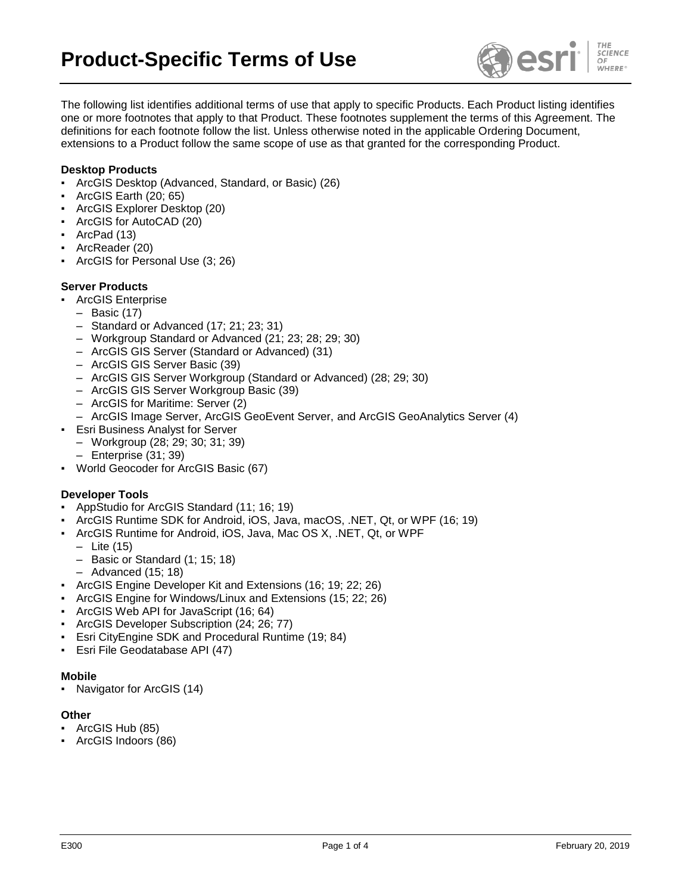# Product-Specific Terms of Use

The following list identifies additional terms of use that apply to specific Products. Each Product listing identifies one or more footnotes that apply to that Product. These footnotes supplement the terms of this Agreement. The definitions for each footnote follow the list. Unless otherwise noted in the applicable Ordering Document, extensions to a Product follow the same scope of use as that granted for the corresponding Product.

**Desktop Products**

- ArcGIS Desktop (Advanced, Standard, or Basic) (26)
- ArcGIS Earth (20; 65)
- ArcGIS Explorer Desktop (20)
- ArcGIS for AutoCAD (20)
- ArcPad (13)
- ArcReader (20)
- ArcGIS for Personal Use (3; 26)

**Server Products**

- ArcGIS Enterprise
  - Basic (17)
  - Standard or Advanced (17; 21; 23; 31)
  - Workgroup Standard or Advanced (21; 23; 28; 29; 30)
  - ArcGIS GIS Server (Standard or Advanced) (31)
  - ArcGIS GIS Server Basic (39)
  - ArcGIS GIS Server Workgroup (Standard or Advanced) (28; 29; 30)
  - ArcGIS GIS Server Workgroup Basic (39)
  - ArcGIS for Maritime: Server (2)
  - ArcGIS Image Server, ArcGIS GeoEvent Server, and ArcGIS GeoAnalytics Server (4)
- Esri Business Analyst for Server
  - Workgroup (28; 29; 30; 31; 39)
  - Enterprise (31; 39)
- World Geocoder for ArcGIS Basic (67)

**Developer Tools**

- AppStudio for ArcGIS Standard (11; 16; 19)
- ArcGIS Runtime SDK for Android, iOS, Java, macOS, .NET, Qt, or WPF (16; 19)
- ArcGIS Runtime for Android, iOS, Java, Mac OS X, .NET, Qt, or WPF
  - Lite (15)
  - Basic or Standard (1; 15; 18)
  - Advanced (15; 18)
- ArcGIS Engine Developer Kit and Extensions (16; 19; 22; 26)
- ArcGIS Engine for Windows/Linux and Extensions (15; 22; 26)
- ArcGIS Web API for JavaScript (16; 64)
- ArcGIS Developer Subscription (24; 26; 77)
- Esri CityEngine SDK and Procedural Runtime (19; 84)
- Esri File Geodatabase API (47)

**Mobile**

- Navigator for ArcGIS (14)

**Other**

- ArcGIS Hub (85)
- ArcGIS Indoors (86)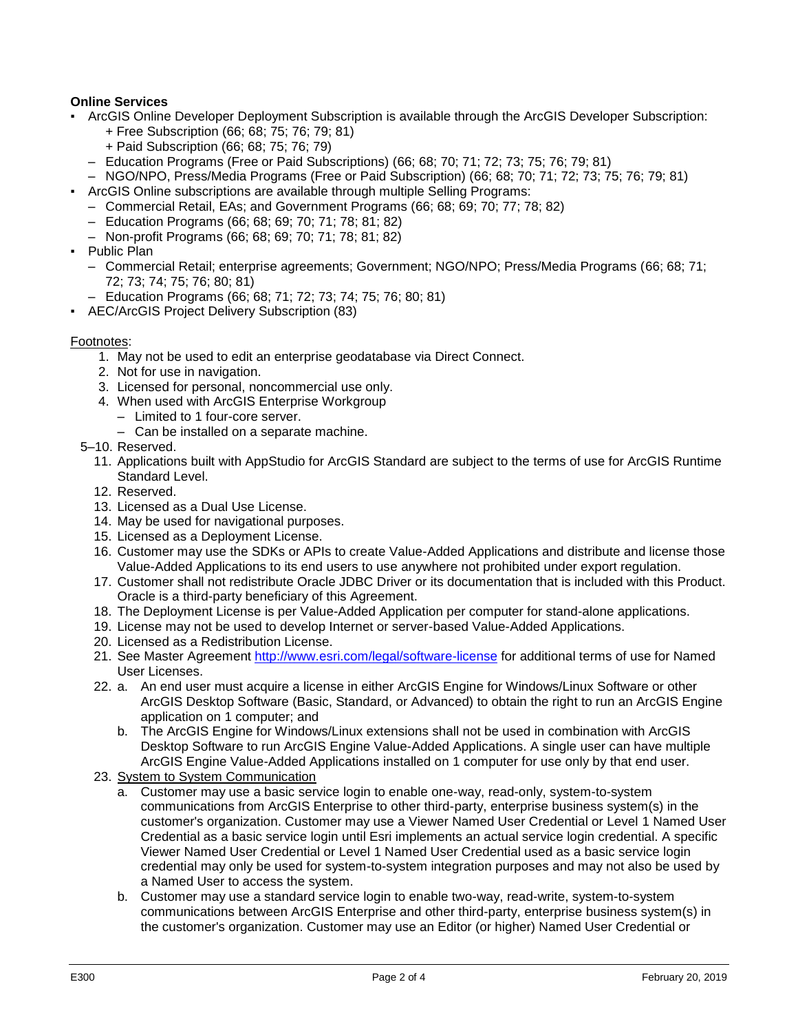**Online Services**

- ArcGIS Online Developer Deployment Subscription is available through the ArcGIS Developer Subscription:
  - + Free Subscription (66; 68; 75; 76; 79; 81)
  - + Paid Subscription (66; 68; 75; 76; 79)
  - – Education Programs (Free or Paid Subscriptions) (66; 68; 70; 71; 72; 73; 75; 76; 79; 81)
  - – NGO/NPO, Press/Media Programs (Free or Paid Subscription) (66; 68; 70; 71; 72; 73; 75; 76; 79; 81)
- ArcGIS Online subscriptions are available through multiple Selling Programs:
  - – Commercial Retail, EAs; and Government Programs (66; 68; 69; 70; 77; 78; 82)
  - – Education Programs (66; 68; 69; 70; 71; 78; 81; 82)
  - – Non-profit Programs (66; 68; 69; 70; 71; 78; 81; 82)
- Public Plan
  - – Commercial Retail; enterprise agreements; Government; NGO/NPO; Press/Media Programs (66; 68; 71; 72; 73; 74; 75; 76; 80; 81)
  - – Education Programs (66; 68; 71; 72; 73; 74; 75; 76; 80; 81)
- AEC/ArcGIS Project Delivery Subscription (83)

Footnotes:

1. May not be used to edit an enterprise geodatabase via Direct Connect.
2. Not for use in navigation.
3. Licensed for personal, noncommercial use only.
4. When used with ArcGIS Enterprise Workgroup
   - – Limited to 1 four-core server.
   - – Can be installed on a separate machine.

5–10. Reserved.

11. Applications built with AppStudio for ArcGIS Standard are subject to the terms of use for ArcGIS Runtime Standard Level.
12. Reserved.
13. Licensed as a Dual Use License.
14. May be used for navigational purposes.
15. Licensed as a Deployment License.
16. Customer may use the SDKs or APIs to create Value-Added Applications and distribute and license those Value-Added Applications to its end users to use anywhere not prohibited under export regulation.
17. Customer shall not redistribute Oracle JDBC Driver or its documentation that is included with this Product. Oracle is a third-party beneficiary of this Agreement.
18. The Deployment License is per Value-Added Application per computer for stand-alone applications.
19. License may not be used to develop Internet or server-based Value-Added Applications.
20. Licensed as a Redistribution License.
21. See Master Agreement http://www.esri.com/legal/software-license for additional terms of use for Named User Licenses.
22. a. An end user must acquire a license in either ArcGIS Engine for Windows/Linux Software or other ArcGIS Desktop Software (Basic, Standard, or Advanced) to obtain the right to run an ArcGIS Engine application on 1 computer; and
    b. The ArcGIS Engine for Windows/Linux extensions shall not be used in combination with ArcGIS Desktop Software to run ArcGIS Engine Value-Added Applications. A single user can have multiple ArcGIS Engine Value-Added Applications installed on 1 computer for use only by that end user.
23. System to System Communication
    a. Customer may use a basic service login to enable one-way, read-only, system-to-system communications from ArcGIS Enterprise to other third-party, enterprise business system(s) in the customer's organization. Customer may use a Viewer Named User Credential or Level 1 Named User Credential as a basic service login until Esri implements an actual service login credential. A specific Viewer Named User Credential or Level 1 Named User Credential used as a basic service login credential may only be used for system-to-system integration purposes and may not also be used by a Named User to access the system.
    b. Customer may use a standard service login to enable two-way, read-write, system-to-system communications between ArcGIS Enterprise and other third-party, enterprise business system(s) in the customer's organization. Customer may use an Editor (or higher) Named User Credential or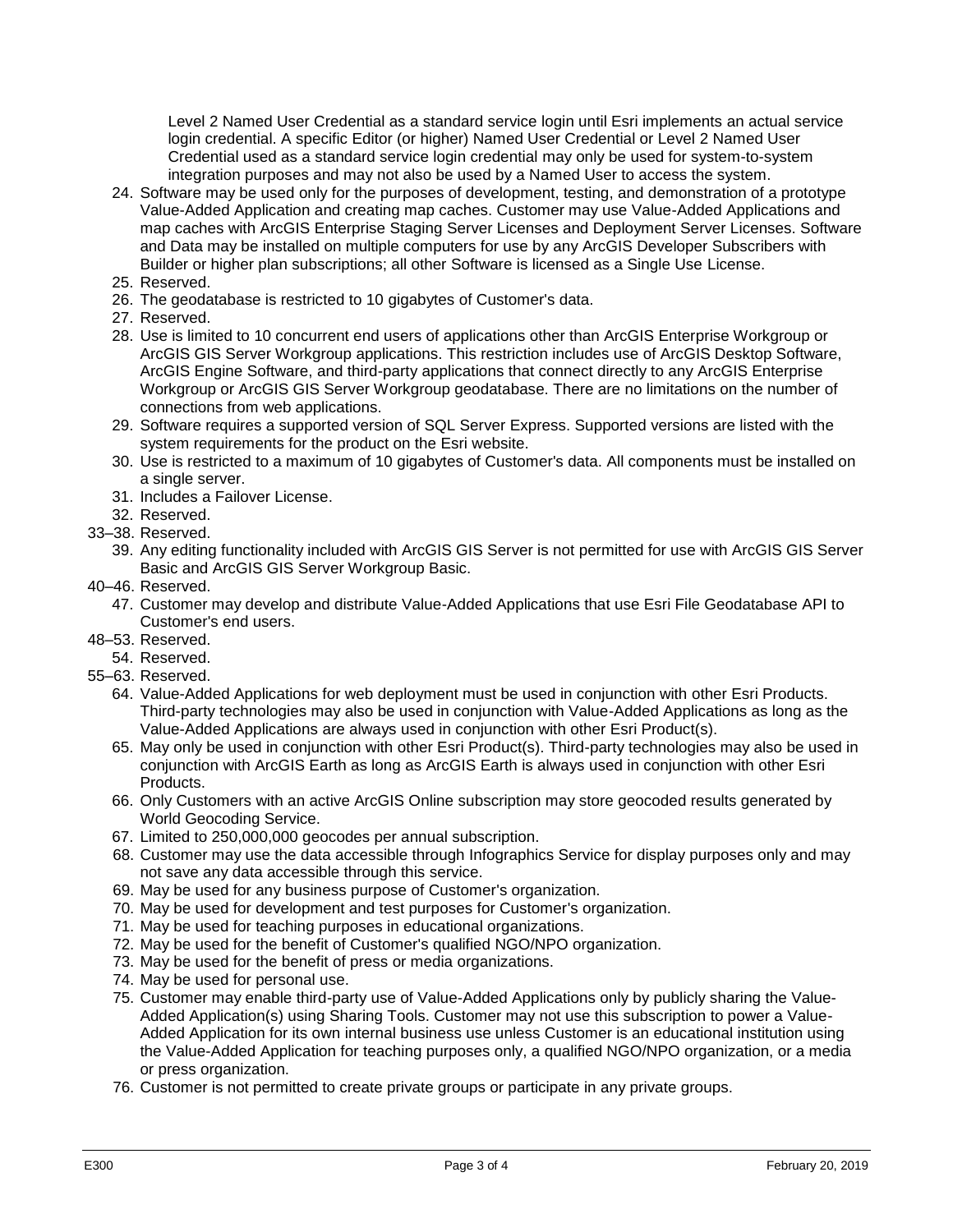Level 2 Named User Credential as a standard service login until Esri implements an actual service login credential. A specific Editor (or higher) Named User Credential or Level 2 Named User Credential used as a standard service login credential may only be used for system-to-system integration purposes and may not also be used by a Named User to access the system.

24. Software may be used only for the purposes of development, testing, and demonstration of a prototype Value-Added Application and creating map caches. Customer may use Value-Added Applications and map caches with ArcGIS Enterprise Staging Server Licenses and Deployment Server Licenses. Software and Data may be installed on multiple computers for use by any ArcGIS Developer Subscribers with Builder or higher plan subscriptions; all other Software is licensed as a Single Use License.
25. Reserved.
26. The geodatabase is restricted to 10 gigabytes of Customer's data.
27. Reserved.
28. Use is limited to 10 concurrent end users of applications other than ArcGIS Enterprise Workgroup or ArcGIS GIS Server Workgroup applications. This restriction includes use of ArcGIS Desktop Software, ArcGIS Engine Software, and third-party applications that connect directly to any ArcGIS Enterprise Workgroup or ArcGIS GIS Server Workgroup geodatabase. There are no limitations on the number of connections from web applications.
29. Software requires a supported version of SQL Server Express. Supported versions are listed with the system requirements for the product on the Esri website.
30. Use is restricted to a maximum of 10 gigabytes of Customer's data. All components must be installed on a single server.
31. Includes a Failover License.
32. Reserved.

33–38. Reserved.

39. Any editing functionality included with ArcGIS GIS Server is not permitted for use with ArcGIS GIS Server Basic and ArcGIS GIS Server Workgroup Basic.

40–46. Reserved.

47. Customer may develop and distribute Value-Added Applications that use Esri File Geodatabase API to Customer's end users.

48–53. Reserved.

54. Reserved.

55–63. Reserved.

64. Value-Added Applications for web deployment must be used in conjunction with other Esri Products. Third-party technologies may also be used in conjunction with Value-Added Applications as long as the Value-Added Applications are always used in conjunction with other Esri Product(s).
65. May only be used in conjunction with other Esri Product(s). Third-party technologies may also be used in conjunction with ArcGIS Earth as long as ArcGIS Earth is always used in conjunction with other Esri Products.
66. Only Customers with an active ArcGIS Online subscription may store geocoded results generated by World Geocoding Service.
67. Limited to 250,000,000 geocodes per annual subscription.
68. Customer may use the data accessible through Infographics Service for display purposes only and may not save any data accessible through this service.
69. May be used for any business purpose of Customer's organization.
70. May be used for development and test purposes for Customer's organization.
71. May be used for teaching purposes in educational organizations.
72. May be used for the benefit of Customer's qualified NGO/NPO organization.
73. May be used for the benefit of press or media organizations.
74. May be used for personal use.
75. Customer may enable third-party use of Value-Added Applications only by publicly sharing the Value-Added Application(s) using Sharing Tools. Customer may not use this subscription to power a Value-Added Application for its own internal business use unless Customer is an educational institution using the Value-Added Application for teaching purposes only, a qualified NGO/NPO organization, or a media or press organization.
76. Customer is not permitted to create private groups or participate in any private groups.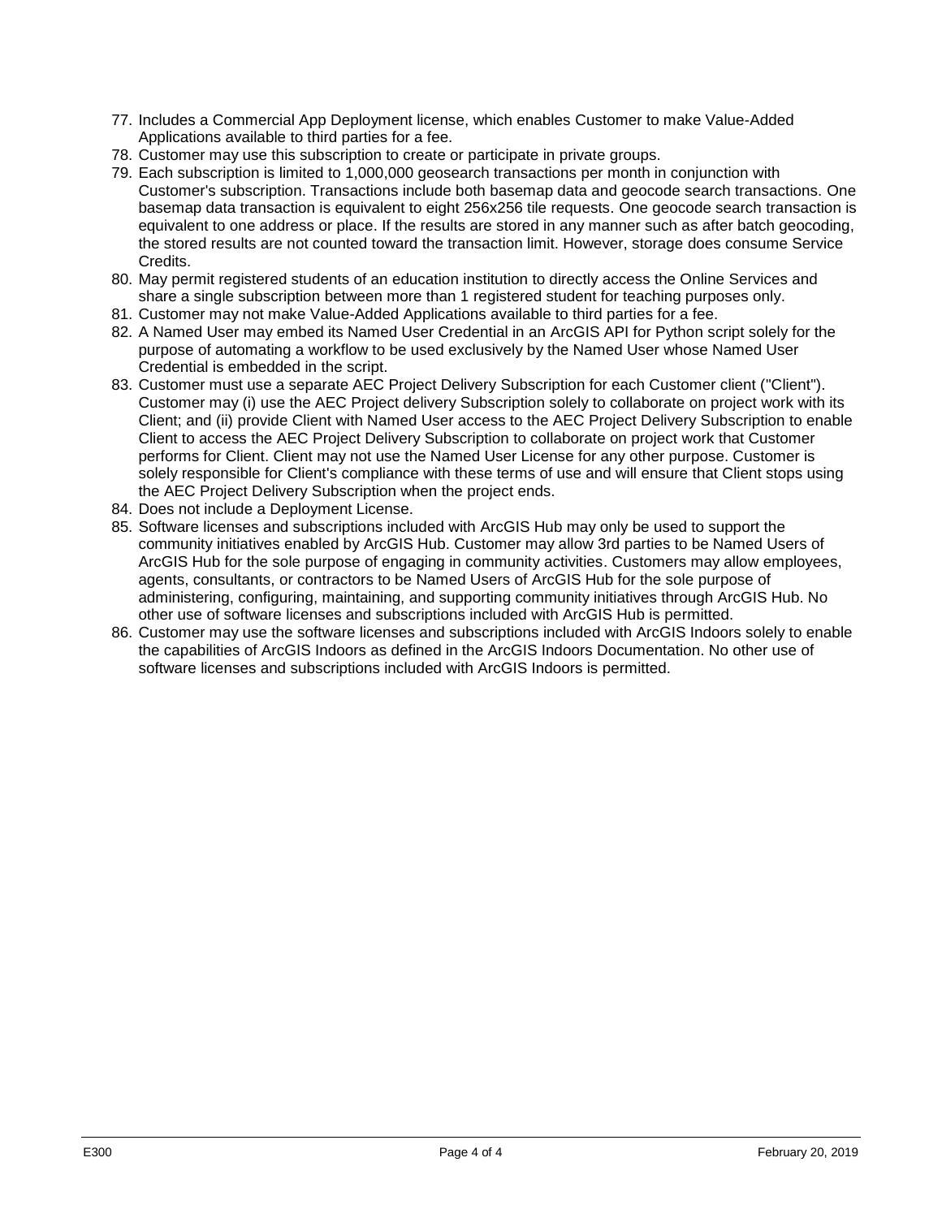77. Includes a Commercial App Deployment license, which enables Customer to make Value-Added Applications available to third parties for a fee.
78. Customer may use this subscription to create or participate in private groups.
79. Each subscription is limited to 1,000,000 geosearch transactions per month in conjunction with Customer's subscription. Transactions include both basemap data and geocode search transactions. One basemap data transaction is equivalent to eight 256x256 tile requests. One geocode search transaction is equivalent to one address or place. If the results are stored in any manner such as after batch geocoding, the stored results are not counted toward the transaction limit. However, storage does consume Service Credits.
80. May permit registered students of an education institution to directly access the Online Services and share a single subscription between more than 1 registered student for teaching purposes only.
81. Customer may not make Value-Added Applications available to third parties for a fee.
82. A Named User may embed its Named User Credential in an ArcGIS API for Python script solely for the purpose of automating a workflow to be used exclusively by the Named User whose Named User Credential is embedded in the script.
83. Customer must use a separate AEC Project Delivery Subscription for each Customer client ("Client"). Customer may (i) use the AEC Project delivery Subscription solely to collaborate on project work with its Client; and (ii) provide Client with Named User access to the AEC Project Delivery Subscription to enable Client to access the AEC Project Delivery Subscription to collaborate on project work that Customer performs for Client. Client may not use the Named User License for any other purpose. Customer is solely responsible for Client's compliance with these terms of use and will ensure that Client stops using the AEC Project Delivery Subscription when the project ends.
84. Does not include a Deployment License.
85. Software licenses and subscriptions included with ArcGIS Hub may only be used to support the community initiatives enabled by ArcGIS Hub. Customer may allow 3rd parties to be Named Users of ArcGIS Hub for the sole purpose of engaging in community activities. Customers may allow employees, agents, consultants, or contractors to be Named Users of ArcGIS Hub for the sole purpose of administering, configuring, maintaining, and supporting community initiatives through ArcGIS Hub. No other use of software licenses and subscriptions included with ArcGIS Hub is permitted.
86. Customer may use the software licenses and subscriptions included with ArcGIS Indoors solely to enable the capabilities of ArcGIS Indoors as defined in the ArcGIS Indoors Documentation. No other use of software licenses and subscriptions included with ArcGIS Indoors is permitted.